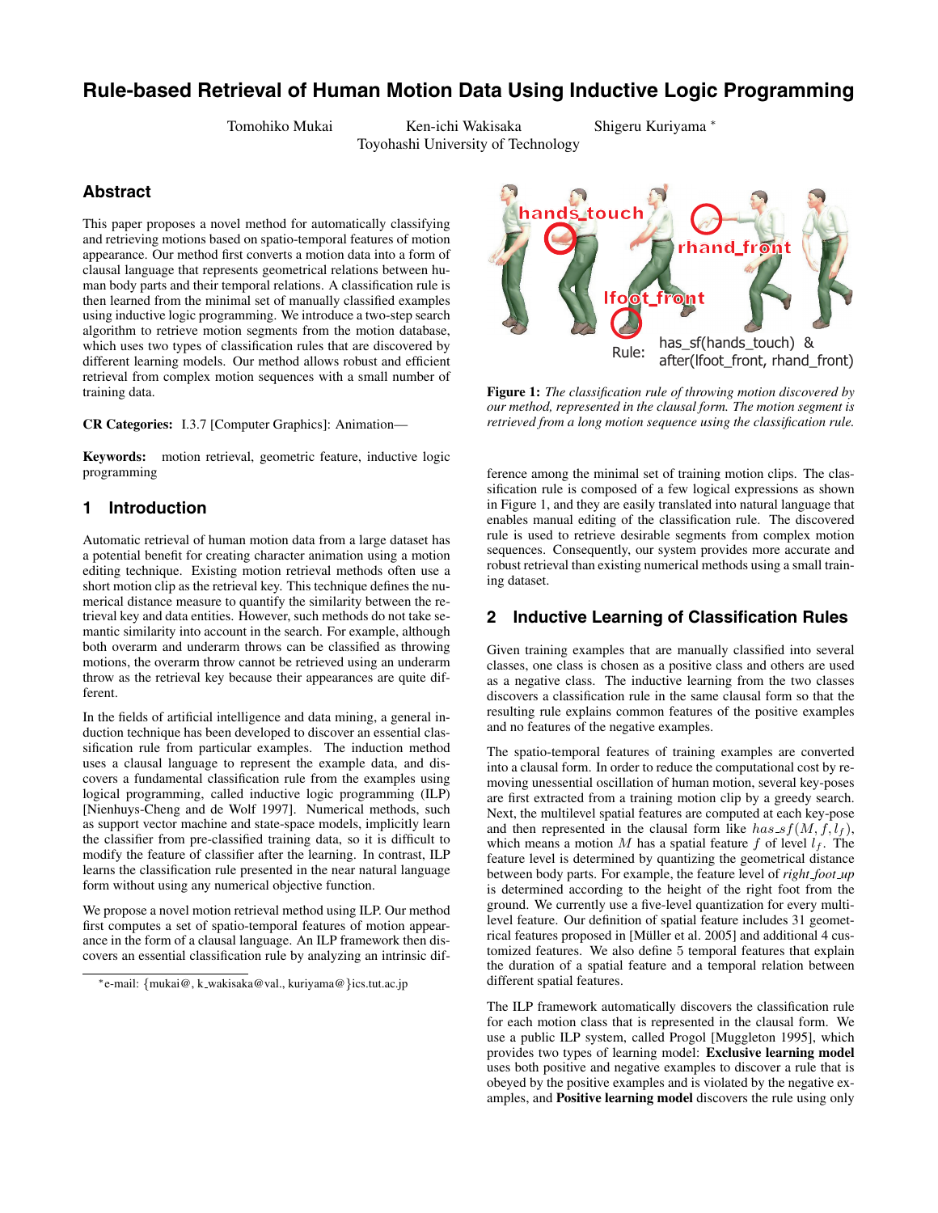# Rule-based Retrieval of Human Motion Data Using Inductive Logic Programming

Tomohiko Mukai Ken-ichi Wakisaka Shigeru Kuriyama *
Toyohashi University of Technology

## Abstract

This paper proposes a novel method for automatically classifying and retrieving motions based on spatio-temporal features of motion appearance. Our method first converts a motion data into a form of clausal language that represents geometrical relations between human body parts and their temporal relations. A classification rule is then learned from the minimal set of manually classified examples using inductive logic programming. We introduce a two-step search algorithm to retrieve motion segments from the motion database, which uses two types of classification rules that are discovered by different learning models. Our method allows robust and efficient retrieval from complex motion sequences with a small number of training data.

**CR Categories:** I.3.7 [Computer Graphics]: Animation—

**Keywords:** motion retrieval, geometric feature, inductive logic programming

## 1 Introduction

Automatic retrieval of human motion data from a large dataset has a potential benefit for creating character animation using a motion editing technique. Existing motion retrieval methods often use a short motion clip as the retrieval key. This technique defines the numerical distance measure to quantify the similarity between the retrieval key and data entities. However, such methods do not take semantic similarity into account in the search. For example, although both overarm and underarm throws can be classified as throwing motions, the overarm throw cannot be retrieved using an underarm throw as the retrieval key because their appearances are quite different.

In the fields of artificial intelligence and data mining, a general induction technique has been developed to discover an essential classification rule from particular examples. The induction method uses a clausal language to represent the example data, and discovers a fundamental classification rule from the examples using logical programming, called inductive logic programming (ILP) [Nienhuys-Cheng and de Wolf 1997]. Numerical methods, such as support vector machine and state-space models, implicitly learn the classifier from pre-classified training data, so it is difficult to modify the feature of classifier after the learning. In contrast, ILP learns the classification rule presented in the near natural language form without using any numerical objective function.

We propose a novel motion retrieval method using ILP. Our method first computes a set of spatio-temporal features of motion appearance in the form of a clausal language. An ILP framework then discovers an essential classification rule by analyzing an intrinsic difference among the minimal set of training motion clips. The classification rule is composed of a few logical expressions as shown in Figure 1, and they are easily translated into natural language that enables manual editing of the classification rule. The discovered rule is used to retrieve desirable segments from complex motion sequences. Consequently, our system provides more accurate and robust retrieval than existing numerical methods using a small training dataset.

Rule: has_sf(hands_touch) & after(lfoot_front, rhand_front)

**Figure 1:** *The classification rule of throwing motion discovered by our method, represented in the clausal form. The motion segment is retrieved from a long motion sequence using the classification rule.*

*e-mail: {mukai@, k_wakisaka@val., kuriyama@}ics.tut.ac.jp

## 2 Inductive Learning of Classification Rules

Given training examples that are manually classified into several classes, one class is chosen as a positive class and others are used as a negative class. The inductive learning from the two classes discovers a classification rule in the same clausal form so that the resulting rule explains common features of the positive examples and no features of the negative examples.

The spatio-temporal features of training examples are converted into a clausal form. In order to reduce the computational cost by removing unessential oscillation of human motion, several key-poses are first extracted from a training motion clip by a greedy search. Next, the multilevel spatial features are computed at each key-pose and then represented in the clausal form like $has\_sf(M, f, l_f)$, which means a motion $M$ has a spatial feature $f$ of level $l_f$. The feature level is determined by quantizing the geometrical distance between body parts. For example, the feature level of *right_foot_up* is determined according to the height of the right foot from the ground. We currently use a five-level quantization for every multilevel feature. Our definition of spatial feature includes 31 geometrical features proposed in [Müller et al. 2005] and additional 4 customized features. We also define 5 temporal features that explain the duration of a spatial feature and a temporal relation between different spatial features.

The ILP framework automatically discovers the classification rule for each motion class that is represented in the clausal form. We use a public ILP system, called Progol [Muggleton 1995], which provides two types of learning model: **Exclusive learning model** uses both positive and negative examples to discover a rule that is obeyed by the positive examples and is violated by the negative examples, and **Positive learning model** discovers the rule using only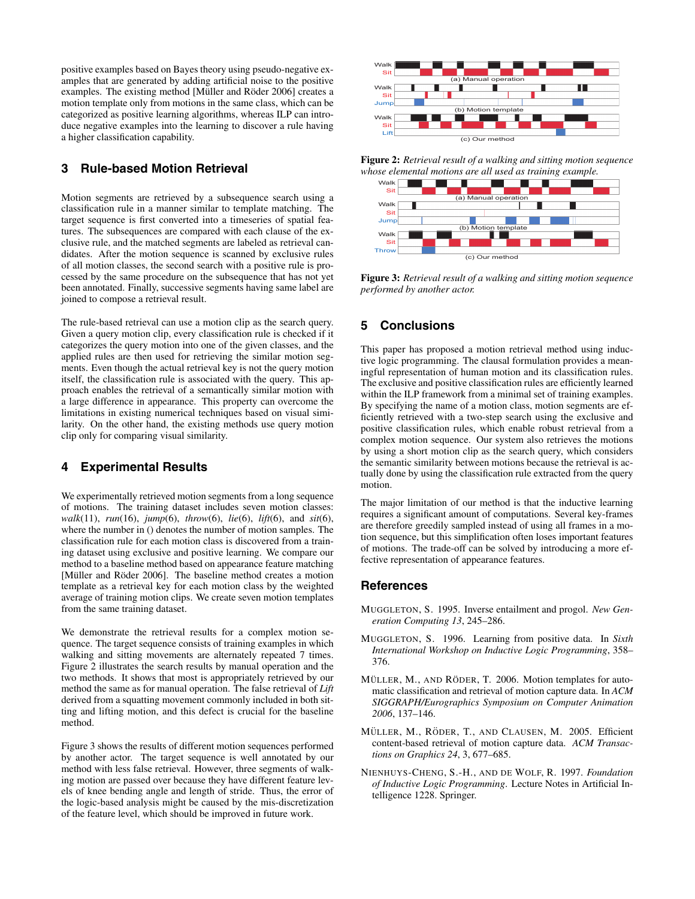positive examples based on Bayes theory using pseudo-negative examples that are generated by adding artificial noise to the positive examples. The existing method [Müller and Röder 2006] creates a motion template only from motions in the same class, which can be categorized as positive learning algorithms, whereas ILP can introduce negative examples into the learning to discover a rule having a higher classification capability.

## 3 Rule-based Motion Retrieval

Motion segments are retrieved by a subsequence search using a classification rule in a manner similar to template matching. The target sequence is first converted into a timeseries of spatial features. The subsequences are compared with each clause of the exclusive rule, and the matched segments are labeled as retrieval candidates. After the motion sequence is scanned by exclusive rules of all motion classes, the second search with a positive rule is processed by the same procedure on the subsequence that has not yet been annotated. Finally, successive segments having same label are joined to compose a retrieval result.

The rule-based retrieval can use a motion clip as the search query. Given a query motion clip, every classification rule is checked if it categorizes the query motion into one of the given classes, and the applied rules are then used for retrieving the similar motion segments. Even though the actual retrieval key is not the query motion itself, the classification rule is associated with the query. This approach enables the retrieval of a semantically similar motion with a large difference in appearance. This property can overcome the limitations in existing numerical techniques based on visual similarity. On the other hand, the existing methods use query motion clip only for comparing visual similarity.

## 4 Experimental Results

We experimentally retrieved motion segments from a long sequence of motions. The training dataset includes seven motion classes: *walk*(11), *run*(16), *jump*(6), *throw*(6), *lie*(6), *lift*(6), and *sit*(6), where the number in () denotes the number of motion samples. The classification rule for each motion class is discovered from a training dataset using exclusive and positive learning. We compare our method to a baseline method based on appearance feature matching [Müller and Röder 2006]. The baseline method creates a motion template as a retrieval key for each motion class by the weighted average of training motion clips. We create seven motion templates from the same training dataset.

We demonstrate the retrieval results for a complex motion sequence. The target sequence consists of training examples in which walking and sitting movements are alternately repeated 7 times. Figure 2 illustrates the search results by manual operation and the two methods. It shows that most is appropriately retrieved by our method the same as for manual operation. The false retrieval of *Lift* derived from a squatting movement commonly included in both sitting and lifting motion, and this defect is crucial for the baseline method.

Figure 3 shows the results of different motion sequences performed by another actor. The target sequence is well annotated by our method with less false retrieval. However, three segments of walking motion are passed over because they have different feature levels of knee bending angle and length of stride. Thus, the error of the logic-based analysis might be caused by the mis-discretization of the feature level, which should be improved in future work.

Walk
Sit
(a) Manual operation
Walk
Sit
Jump
(b) Motion template
Walk
Sit
Lift
(c) Our method

**Figure 2:** *Retrieval result of a walking and sitting motion sequence whose elemental motions are all used as training example.*

Walk
Sit
(a) Manual operation
Walk
Sit
Jump
(b) Motion template
Walk
Sit
Throw
(c) Our method

**Figure 3:** *Retrieval result of a walking and sitting motion sequence performed by another actor.*

## 5 Conclusions

This paper has proposed a motion retrieval method using inductive logic programming. The clausal formulation provides a meaningful representation of human motion and its classification rules. The exclusive and positive classification rules are efficiently learned within the ILP framework from a minimal set of training examples. By specifying the name of a motion class, motion segments are efficiently retrieved with a two-step search using the exclusive and positive classification rules, which enable robust retrieval from a complex motion sequence. Our system also retrieves the motions by using a short motion clip as the search query, which considers the semantic similarity between motions because the retrieval is actually done by using the classification rule extracted from the query motion.

The major limitation of our method is that the inductive learning requires a significant amount of computations. Several key-frames are therefore greedily sampled instead of using all frames in a motion sequence, but this simplification often loses important features of motions. The trade-off can be solved by introducing a more effective representation of appearance features.

## References

MUGGLETON, S. 1995. Inverse entailment and progol. *New Generation Computing 13*, 245–286.

MUGGLETON, S. 1996. Learning from positive data. In *Sixth International Workshop on Inductive Logic Programming*, 358–376.

MÜLLER, M., AND RÖDER, T. 2006. Motion templates for automatic classification and retrieval of motion capture data. In *ACM SIGGRAPH/Eurographics Symposium on Computer Animation 2006*, 137–146.

MÜLLER, M., RÖDER, T., AND CLAUSEN, M. 2005. Efficient content-based retrieval of motion capture data. *ACM Transactions on Graphics 24*, 3, 677–685.

NIENHUYS-CHENG, S.-H., AND DE WOLF, R. 1997. *Foundation of Inductive Logic Programming*. Lecture Notes in Artificial Intelligence 1228. Springer.